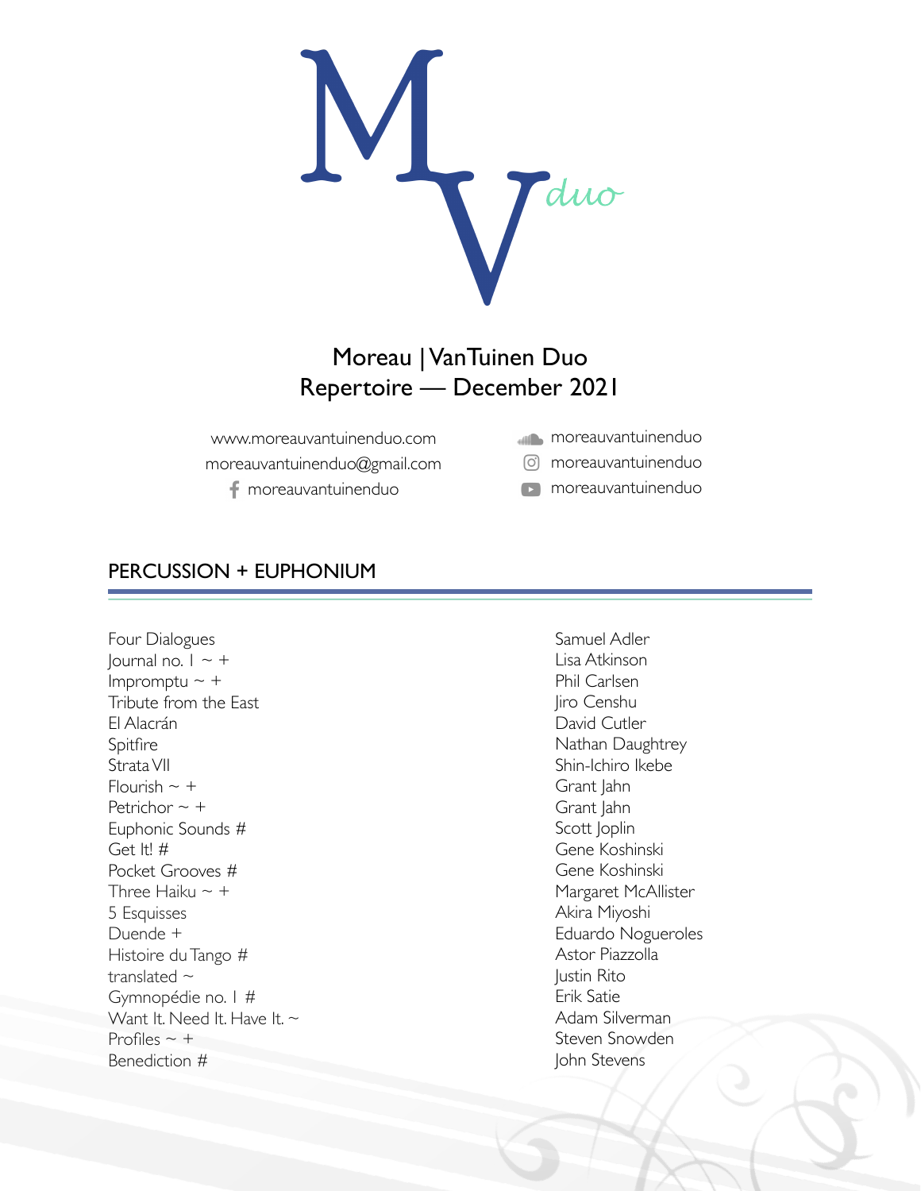# Moreau | VanTuinen Duo
## Repertoire — December 2021

www.moreauvantuinenduo.com
moreauvantuinenduo@gmail.com
moreauvantuinenduo
moreauvantuinenduo
moreauvantuinenduo
moreauvantuinenduo

## PERCUSSION + EUPHONIUM

| Title | Composer |
|---|---|
| Four Dialogues | Samuel Adler |
| Journal no. 1 ~ + | Lisa Atkinson |
| Impromptu ~ + | Phil Carlsen |
| Tribute from the East | Jiro Censhu |
| El Alacrán | David Cutler |
| Spitfire | Nathan Daughtrey |
| Strata VII | Shin-Ichiro Ikebe |
| Flourish ~ + | Grant Jahn |
| Petrichor ~ + | Grant Jahn |
| Euphonic Sounds # | Scott Joplin |
| Get It! # | Gene Koshinski |
| Pocket Grooves # | Gene Koshinski |
| Three Haiku ~ + | Margaret McAllister |
| 5 Esquisses | Akira Miyoshi |
| Duende + | Eduardo Nogueroles |
| Histoire du Tango # | Astor Piazzolla |
| translated ~ | Justin Rito |
| Gymnopédie no. 1 # | Erik Satie |
| Want It. Need It. Have It. ~ | Adam Silverman |
| Profiles ~ + | Steven Snowden |
| Benediction # | John Stevens |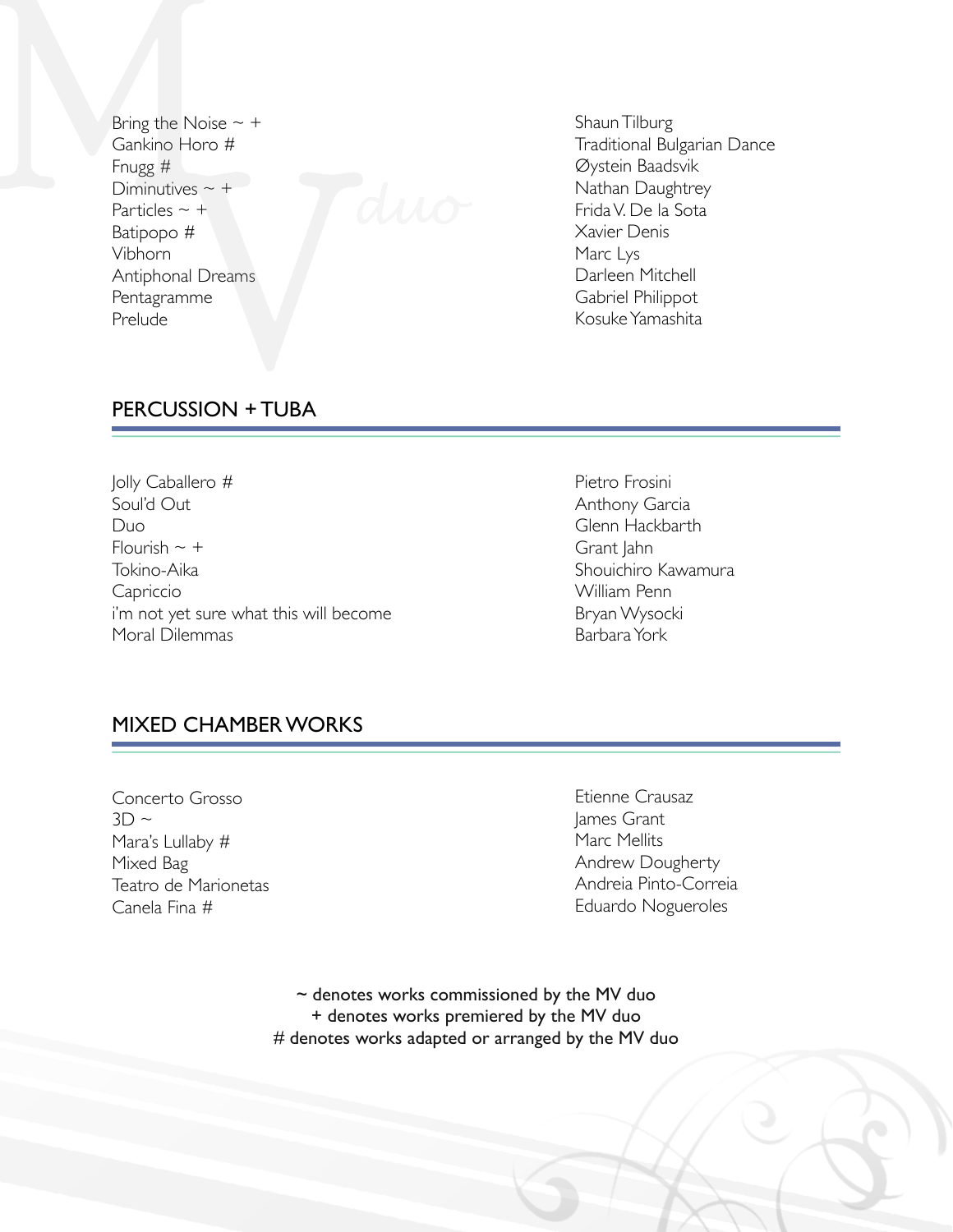| | |
|---|---|
| Bring the Noise ~ + | Shaun Tilburg |
| Gankino Horo # | Traditional Bulgarian Dance |
| Fnugg # | Øystein Baadsvik |
| Diminutives ~ + | Nathan Daughtrey |
| Particles ~ + | Frida V. De la Sota |
| Batipopo # | Xavier Denis |
| Vibhorn | Marc Lys |
| Antiphonal Dreams | Darleen Mitchell |
| Pentagramme | Gabriel Philippot |
| Prelude | Kosuke Yamashita |

## PERCUSSION + TUBA

| | |
|---|---|
| Jolly Caballero # | Pietro Frosini |
| Soul'd Out | Anthony Garcia |
| Duo | Glenn Hackbarth |
| Flourish ~ + | Grant Jahn |
| Tokino-Aika | Shouichiro Kawamura |
| Capriccio | William Penn |
| i'm not yet sure what this will become | Bryan Wysocki |
| Moral Dilemmas | Barbara York |

## MIXED CHAMBER WORKS

| | |
|---|---|
| Concerto Grosso | Etienne Crausaz |
| 3D ~ | James Grant |
| Mara's Lullaby # | Marc Mellits |
| Mixed Bag | Andrew Dougherty |
| Teatro de Marionetas | Andreia Pinto-Correia |
| Canela Fina # | Eduardo Nogueroles |

~ denotes works commissioned by the MV duo
+ denotes works premiered by the MV duo
# denotes works adapted or arranged by the MV duo